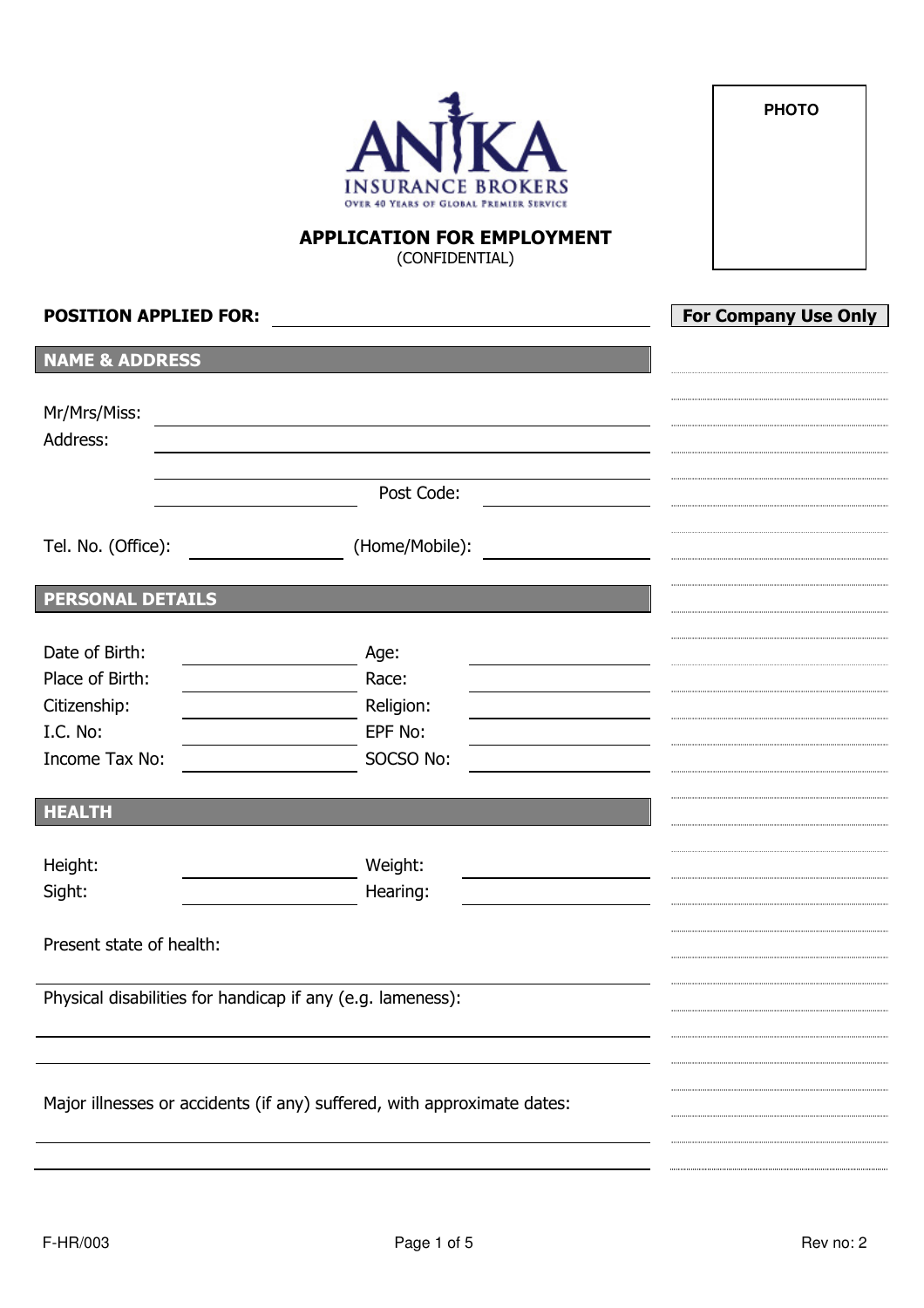ANIKA

INSURANCE BROKERS

OVER 40 YEARS OF GLOBAL PREMIER SERVICE

PHOTO

# APPLICATION FOR EMPLOYMENT

(CONFIDENTIAL)

**POSITION APPLIED FOR:** ______________________

**For Company Use Only**

## NAME & ADDRESS

Mr/Mrs/Miss: ______________________

Address: ______________________

______________________

______________________ Post Code: ______________________

Tel. No. (Office): ______________________ (Home/Mobile): ______________________

## PERSONAL DETAILS

| | | | |
|---|---|---|---|
| Date of Birth: | | Age: | |
| Place of Birth: | | Race: | |
| Citizenship: | | Religion: | |
| I.C. No: | | EPF No: | |
| Income Tax No: | | SOCSO No: | |

## HEALTH

| | | | |
|---|---|---|---|
| Height: | | Weight: | |
| Sight: | | Hearing: | |

Present state of health:

______________________

Physical disabilities for handicap if any (e.g. lameness):

______________________

______________________

Major illnesses or accidents (if any) suffered, with approximate dates:

______________________

______________________

F-HR/003

Rev no: 2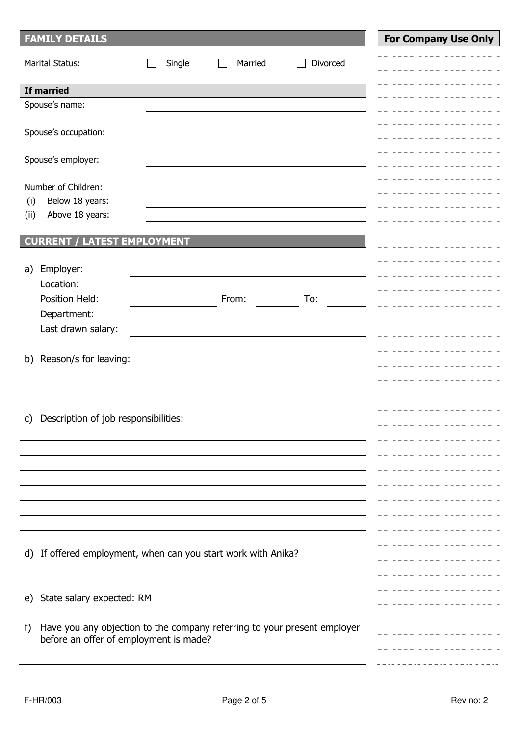## FAMILY DETAILS

**For Company Use Only**

Marital Status: ☐ Single ☐ Married ☐ Divorced

**If married**

Spouse's name: \_\_\_\_\_\_\_\_\_\_\_\_\_\_\_\_\_\_\_\_

Spouse's occupation: \_\_\_\_\_\_\_\_\_\_\_\_\_\_\_\_\_\_\_\_

Spouse's employer: \_\_\_\_\_\_\_\_\_\_\_\_\_\_\_\_\_\_\_\_

Number of Children: \_\_\_\_\_\_\_\_\_\_\_\_\_\_\_\_\_\_\_\_

(i) Below 18 years: \_\_\_\_\_\_\_\_\_\_\_\_\_\_\_\_\_\_\_\_

(ii) Above 18 years: \_\_\_\_\_\_\_\_\_\_\_\_\_\_\_\_\_\_\_\_

## CURRENT / LATEST EMPLOYMENT

a) Employer: \_\_\_\_\_\_\_\_\_\_\_\_\_\_\_\_\_\_\_\_

Location: \_\_\_\_\_\_\_\_\_\_\_\_\_\_\_\_\_\_\_\_

Position Held: \_\_\_\_\_\_\_\_\_\_ From: \_\_\_\_\_\_\_\_ To: \_\_\_\_\_\_\_\_

Department: \_\_\_\_\_\_\_\_\_\_\_\_\_\_\_\_\_\_\_\_

Last drawn salary: \_\_\_\_\_\_\_\_\_\_\_\_\_\_\_\_\_\_\_\_

b) Reason/s for leaving:

\_\_\_\_\_\_\_\_\_\_\_\_\_\_\_\_\_\_\_\_\_\_\_\_\_\_\_\_\_\_\_\_\_\_\_\_\_\_\_\_

\_\_\_\_\_\_\_\_\_\_\_\_\_\_\_\_\_\_\_\_\_\_\_\_\_\_\_\_\_\_\_\_\_\_\_\_\_\_\_\_

c) Description of job responsibilities:

\_\_\_\_\_\_\_\_\_\_\_\_\_\_\_\_\_\_\_\_\_\_\_\_\_\_\_\_\_\_\_\_\_\_\_\_\_\_\_\_

\_\_\_\_\_\_\_\_\_\_\_\_\_\_\_\_\_\_\_\_\_\_\_\_\_\_\_\_\_\_\_\_\_\_\_\_\_\_\_\_

\_\_\_\_\_\_\_\_\_\_\_\_\_\_\_\_\_\_\_\_\_\_\_\_\_\_\_\_\_\_\_\_\_\_\_\_\_\_\_\_

\_\_\_\_\_\_\_\_\_\_\_\_\_\_\_\_\_\_\_\_\_\_\_\_\_\_\_\_\_\_\_\_\_\_\_\_\_\_\_\_

\_\_\_\_\_\_\_\_\_\_\_\_\_\_\_\_\_\_\_\_\_\_\_\_\_\_\_\_\_\_\_\_\_\_\_\_\_\_\_\_

\_\_\_\_\_\_\_\_\_\_\_\_\_\_\_\_\_\_\_\_\_\_\_\_\_\_\_\_\_\_\_\_\_\_\_\_\_\_\_\_

d) If offered employment, when can you start work with Anika?

\_\_\_\_\_\_\_\_\_\_\_\_\_\_\_\_\_\_\_\_\_\_\_\_\_\_\_\_\_\_\_\_\_\_\_\_\_\_\_\_

e) State salary expected: RM \_\_\_\_\_\_\_\_\_\_\_\_\_\_\_\_\_\_\_\_

f) Have you any objection to the company referring to your present employer before an offer of employment is made?

\_\_\_\_\_\_\_\_\_\_\_\_\_\_\_\_\_\_\_\_\_\_\_\_\_\_\_\_\_\_\_\_\_\_\_\_\_\_\_\_

F-HR/003 Rev no: 2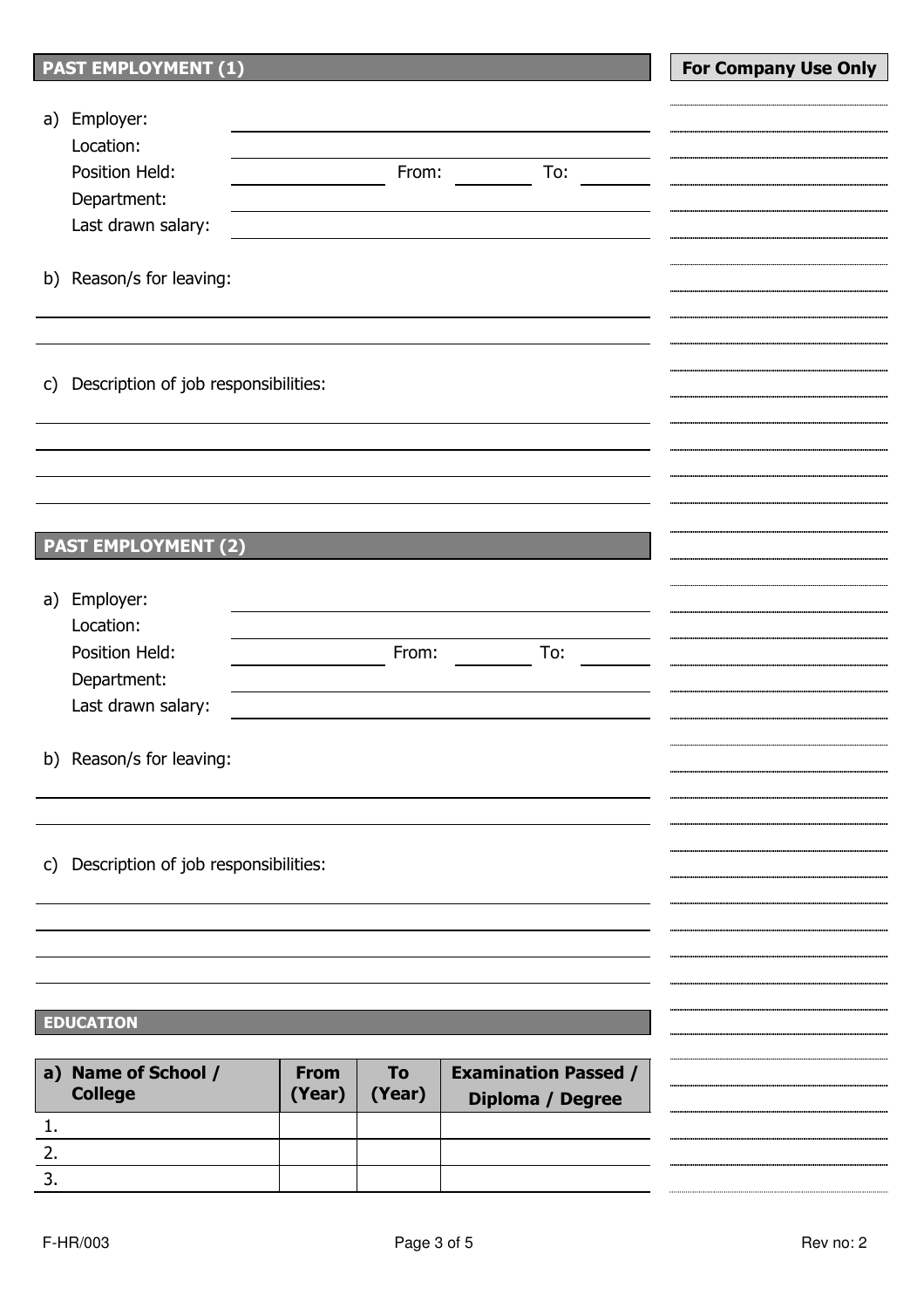## PAST EMPLOYMENT (1)

**For Company Use Only**

a) Employer:
Location:
Position Held: \_\_\_\_\_\_\_\_ From: \_\_\_\_\_\_ To: \_\_\_\_\_\_
Department:
Last drawn salary:

b) Reason/s for leaving:

c) Description of job responsibilities:

## PAST EMPLOYMENT (2)

a) Employer:
Location:
Position Held: \_\_\_\_\_\_\_\_ From: \_\_\_\_\_\_ To: \_\_\_\_\_\_
Department:
Last drawn salary:

b) Reason/s for leaving:

c) Description of job responsibilities:

## EDUCATION

| a) Name of School / College | From (Year) | To (Year) | Examination Passed / Diploma / Degree |
|---|---|---|---|
| 1. | | | |
| 2. | | | |
| 3. | | | |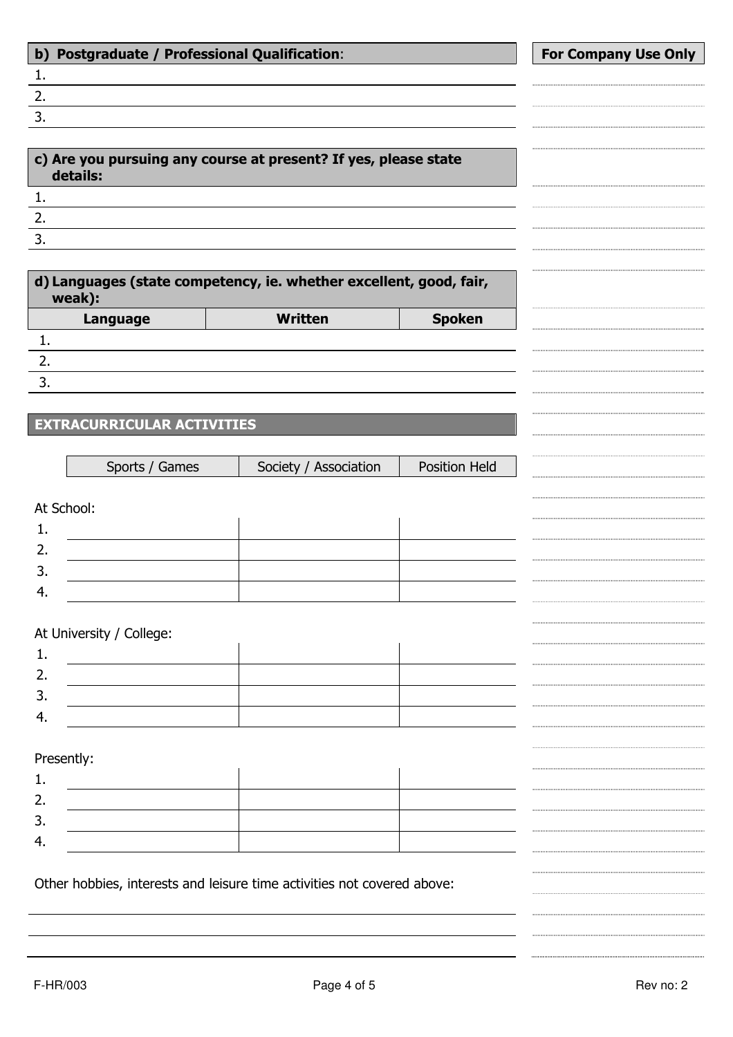**b) Postgraduate / Professional Qualification**:

1.
2.
3.

**For Company Use Only**

**c) Are you pursuing any course at present? If yes, please state details:**

1.
2.
3.

**d) Languages (state competency, ie. whether excellent, good, fair, weak):**

| Language | Written | Spoken |
|---|---|---|
| 1. | | |
| 2. | | |
| 3. | | |

## EXTRACURRICULAR ACTIVITIES

| | Sports / Games | Society / Association | Position Held |
|---|---|---|---|
| **At School:** | | | |
| 1. | | | |
| 2. | | | |
| 3. | | | |
| 4. | | | |
| **At University / College:** | | | |
| 1. | | | |
| 2. | | | |
| 3. | | | |
| 4. | | | |
| **Presently:** | | | |
| 1. | | | |
| 2. | | | |
| 3. | | | |
| 4. | | | |

Other hobbies, interests and leisure time activities not covered above:

F-HR/003 Rev no: 2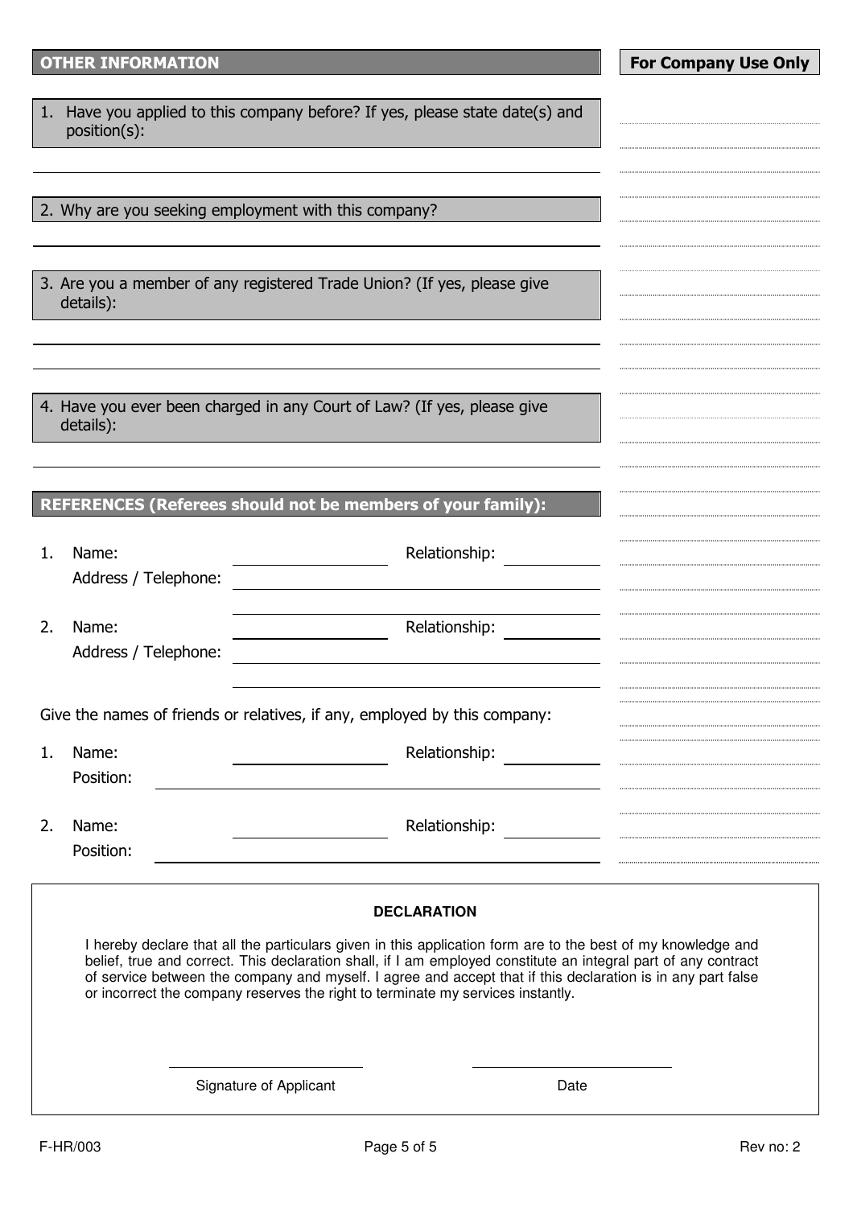## OTHER INFORMATION

**For Company Use Only**

1. Have you applied to this company before? If yes, please state date(s) and position(s):

2. Why are you seeking employment with this company?

3. Are you a member of any registered Trade Union? (If yes, please give details):

4. Have you ever been charged in any Court of Law? (If yes, please give details):

## REFERENCES (Referees should not be members of your family):

1. Name: ____________ Relationship: ____________
   Address / Telephone: ____________

2. Name: ____________ Relationship: ____________
   Address / Telephone: ____________

Give the names of friends or relatives, if any, employed by this company:

1. Name: ____________ Relationship: ____________
   Position: ____________

2. Name: ____________ Relationship: ____________
   Position: ____________

### DECLARATION

I hereby declare that all the particulars given in this application form are to the best of my knowledge and belief, true and correct. This declaration shall, if I am employed constitute an integral part of any contract of service between the company and myself. I agree and accept that if this declaration is in any part false or incorrect the company reserves the right to terminate my services instantly.

Signature of Applicant ____________ Date ____________

F-HR/003 Rev no: 2